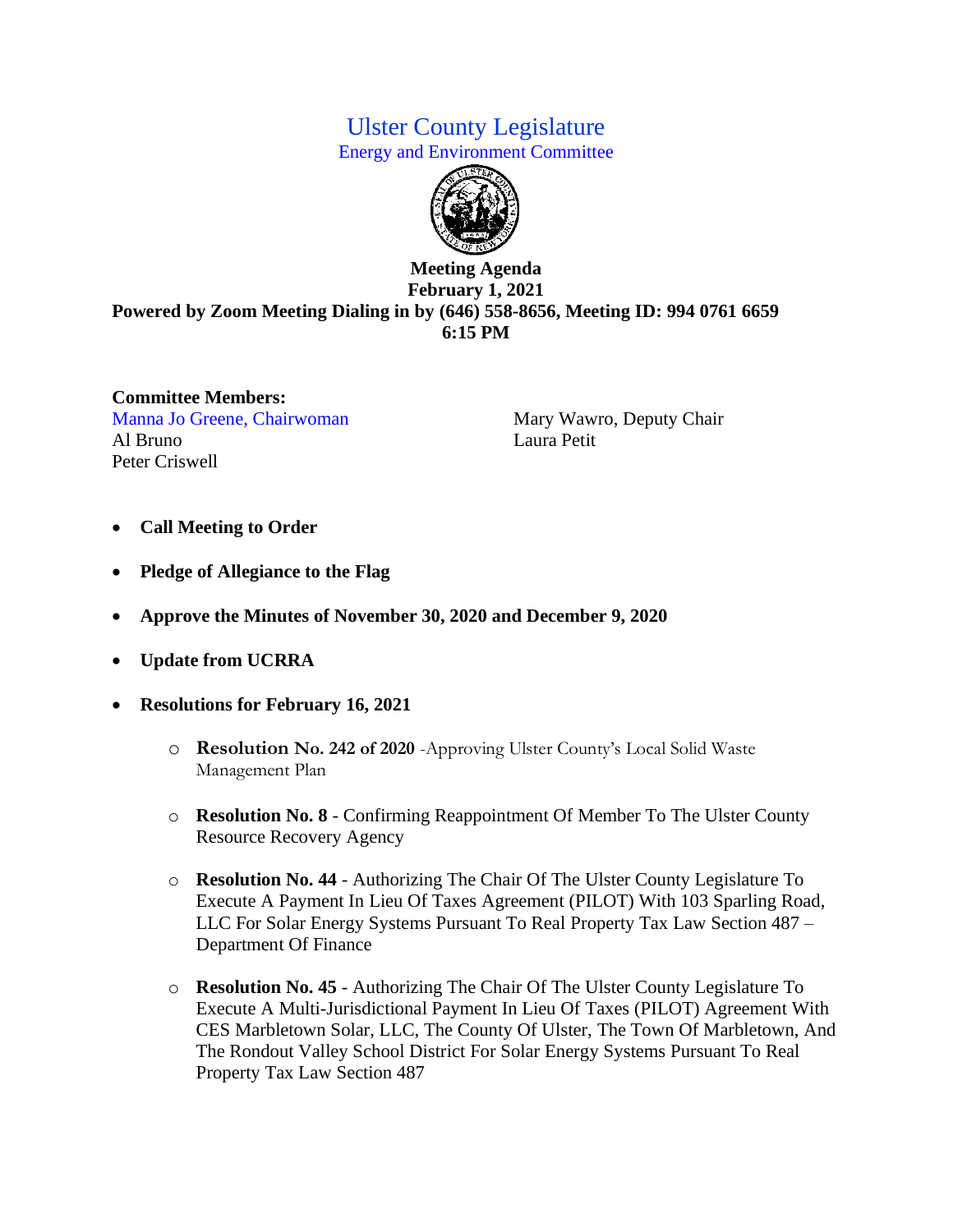# Ulster County Legislature

## Energy and Environment Committee

**Meeting Agenda**
**February 1, 2021**
**Powered by Zoom Meeting Dialing in by (646) 558-8656, Meeting ID: 994 0761 6659**
**6:15 PM**

**Committee Members:**

Manna Jo Greene, Chairwoman
Mary Wawro, Deputy Chair
Al Bruno
Laura Petit
Peter Criswell

- **Call Meeting to Order**
- **Pledge of Allegiance to the Flag**
- **Approve the Minutes of November 30, 2020 and December 9, 2020**
- **Update from UCRRA**
- **Resolutions for February 16, 2021**
  - **Resolution No. 242 of 2020** -Approving Ulster County's Local Solid Waste Management Plan
  - **Resolution No. 8** - Confirming Reappointment Of Member To The Ulster County Resource Recovery Agency
  - **Resolution No. 44** - Authorizing The Chair Of The Ulster County Legislature To Execute A Payment In Lieu Of Taxes Agreement (PILOT) With 103 Sparling Road, LLC For Solar Energy Systems Pursuant To Real Property Tax Law Section 487 – Department Of Finance
  - **Resolution No. 45** - Authorizing The Chair Of The Ulster County Legislature To Execute A Multi-Jurisdictional Payment In Lieu Of Taxes (PILOT) Agreement With CES Marbletown Solar, LLC, The County Of Ulster, The Town Of Marbletown, And The Rondout Valley School District For Solar Energy Systems Pursuant To Real Property Tax Law Section 487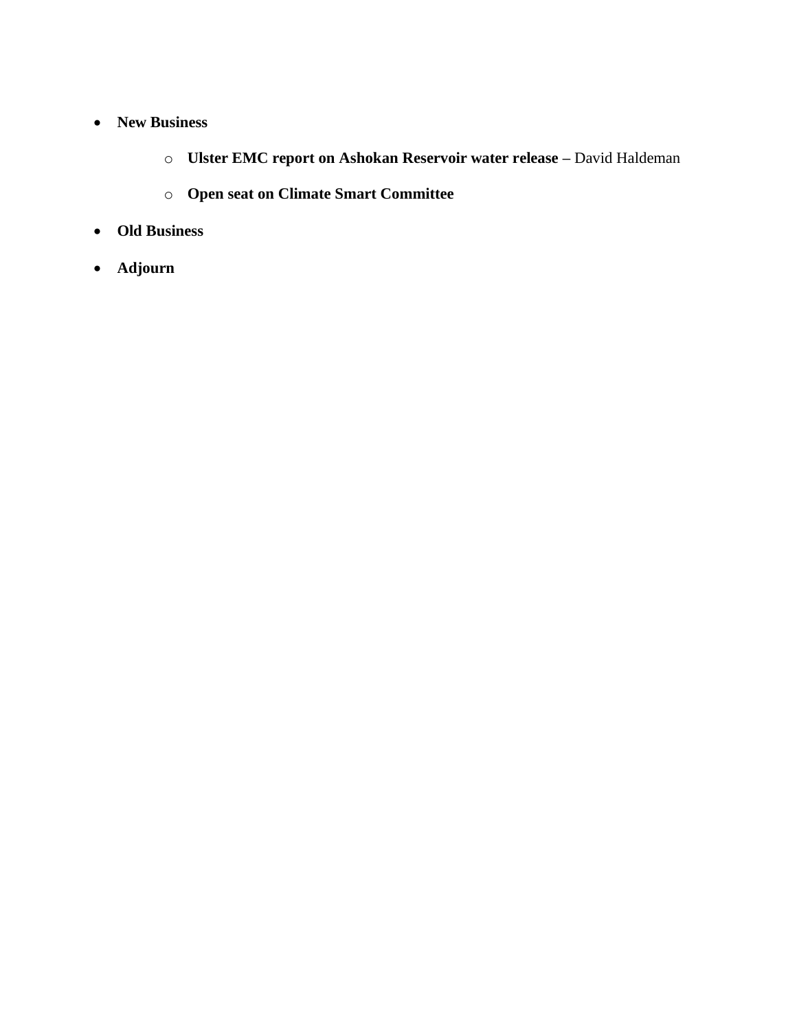- **New Business**
    - **Ulster EMC report on Ashokan Reservoir water release –** David Haldeman
    - **Open seat on Climate Smart Committee**
- **Old Business**
- **Adjourn**